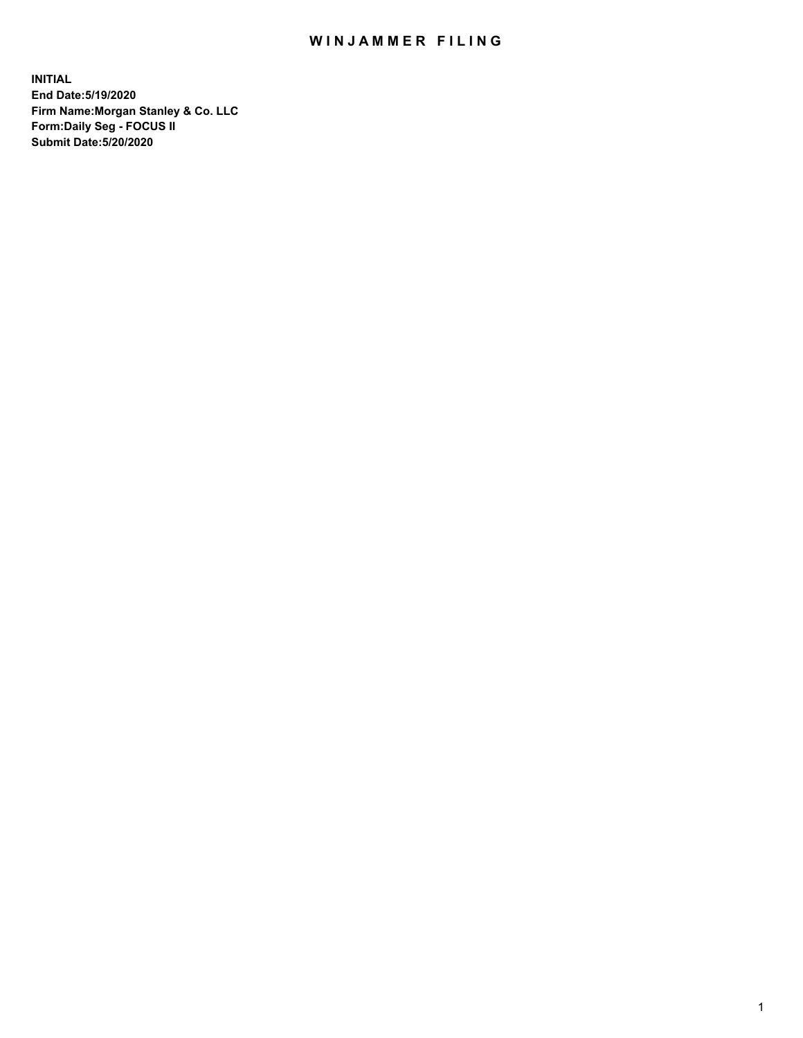# WINJAMMER FILING

**INITIAL**
**End Date:5/19/2020**
**Firm Name:Morgan Stanley & Co. LLC**
**Form:Daily Seg - FOCUS II**
**Submit Date:5/20/2020**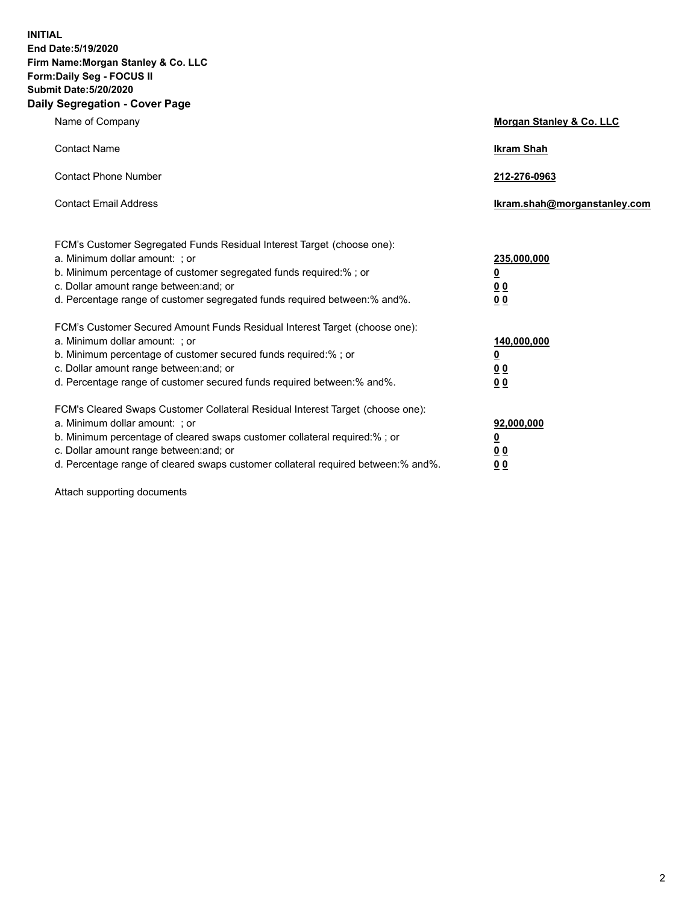**INITIAL**
**End Date:5/19/2020**
**Firm Name:Morgan Stanley & Co. LLC**
**Form:Daily Seg - FOCUS II**
**Submit Date:5/20/2020**

## Daily Segregation - Cover Page

| | |
|---|---|
| Name of Company | **Morgan Stanley & Co. LLC** |
| Contact Name | **Ikram Shah** |
| Contact Phone Number | **212-276-0963** |
| Contact Email Address | **Ikram.shah@morganstanley.com** |

| | |
|---|---|
| FCM's Customer Segregated Funds Residual Interest Target (choose one): | |
| a. Minimum dollar amount: ; or | **235,000,000** |
| b. Minimum percentage of customer segregated funds required:% ; or | **0** |
| c. Dollar amount range between:and; or | **0 0** |
| d. Percentage range of customer segregated funds required between:% and%. | **0 0** |
| FCM's Customer Secured Amount Funds Residual Interest Target (choose one): | |
| a. Minimum dollar amount: ; or | **140,000,000** |
| b. Minimum percentage of customer secured funds required:% ; or | **0** |
| c. Dollar amount range between:and; or | **0 0** |
| d. Percentage range of customer secured funds required between:% and%. | **0 0** |
| FCM's Cleared Swaps Customer Collateral Residual Interest Target (choose one): | |
| a. Minimum dollar amount: ; or | **92,000,000** |
| b. Minimum percentage of cleared swaps customer collateral required:% ; or | **0** |
| c. Dollar amount range between:and; or | **0 0** |
| d. Percentage range of cleared swaps customer collateral required between:% and%. | **0 0** |

Attach supporting documents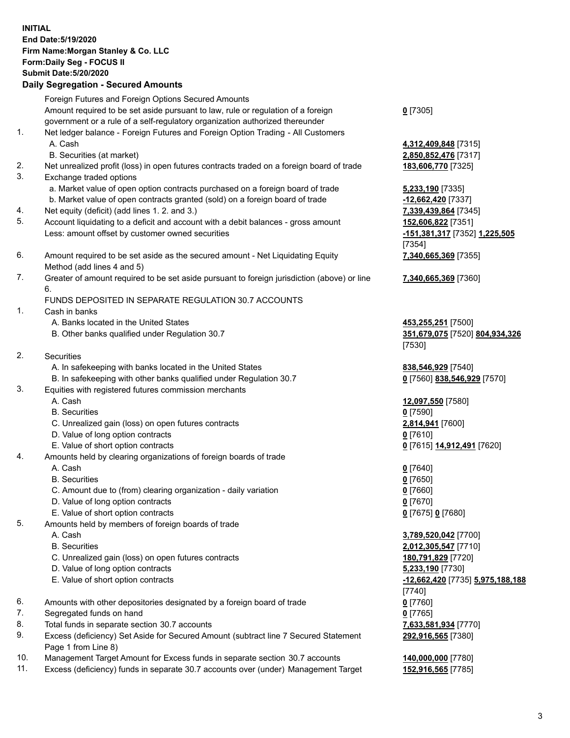**INITIAL**
**End Date:5/19/2020**
**Firm Name:Morgan Stanley & Co. LLC**
**Form:Daily Seg - FOCUS II**
**Submit Date:5/20/2020**

## Daily Segregation - Secured Amounts

| | | |
|---|---|---|
| | Foreign Futures and Foreign Options Secured Amounts | |
| | Amount required to be set aside pursuant to law, rule or regulation of a foreign government or a rule of a self-regulatory organization authorized thereunder | **0** [7305] |
| 1. | Net ledger balance - Foreign Futures and Foreign Option Trading - All Customers | |
| | A. Cash | **4,312,409,848** [7315] |
| | B. Securities (at market) | **2,850,852,476** [7317] |
| 2. | Net unrealized profit (loss) in open futures contracts traded on a foreign board of trade | **183,606,770** [7325] |
| 3. | Exchange traded options | |
| | a. Market value of open option contracts purchased on a foreign board of trade | **5,233,190** [7335] |
| | b. Market value of open contracts granted (sold) on a foreign board of trade | **-12,662,420** [7337] |
| 4. | Net equity (deficit) (add lines 1. 2. and 3.) | **7,339,439,864** [7345] |
| 5. | Account liquidating to a deficit and account with a debit balances - gross amount | **152,606,822** [7351] |
| | Less: amount offset by customer owned securities | **-151,381,317** [7352] **1,225,505** [7354] |
| 6. | Amount required to be set aside as the secured amount - Net Liquidating Equity Method (add lines 4 and 5) | **7,340,665,369** [7355] |
| 7. | Greater of amount required to be set aside pursuant to foreign jurisdiction (above) or line 6. | **7,340,665,369** [7360] |
| | FUNDS DEPOSITED IN SEPARATE REGULATION 30.7 ACCOUNTS | |
| 1. | Cash in banks | |
| | A. Banks located in the United States | **453,255,251** [7500] |
| | B. Other banks qualified under Regulation 30.7 | **351,679,075** [7520] **804,934,326** [7530] |
| 2. | Securities | |
| | A. In safekeeping with banks located in the United States | **838,546,929** [7540] |
| | B. In safekeeping with other banks qualified under Regulation 30.7 | **0** [7560] **838,546,929** [7570] |
| 3. | Equities with registered futures commission merchants | |
| | A. Cash | **12,097,550** [7580] |
| | B. Securities | **0** [7590] |
| | C. Unrealized gain (loss) on open futures contracts | **2,814,941** [7600] |
| | D. Value of long option contracts | **0** [7610] |
| | E. Value of short option contracts | **0** [7615] **14,912,491** [7620] |
| 4. | Amounts held by clearing organizations of foreign boards of trade | |
| | A. Cash | **0** [7640] |
| | B. Securities | **0** [7650] |
| | C. Amount due to (from) clearing organization - daily variation | **0** [7660] |
| | D. Value of long option contracts | **0** [7670] |
| | E. Value of short option contracts | **0** [7675] **0** [7680] |
| 5. | Amounts held by members of foreign boards of trade | |
| | A. Cash | **3,789,520,042** [7700] |
| | B. Securities | **2,012,305,547** [7710] |
| | C. Unrealized gain (loss) on open futures contracts | **180,791,829** [7720] |
| | D. Value of long option contracts | **5,233,190** [7730] |
| | E. Value of short option contracts | **-12,662,420** [7735] **5,975,188,188** [7740] |
| 6. | Amounts with other depositories designated by a foreign board of trade | **0** [7760] |
| 7. | Segregated funds on hand | **0** [7765] |
| 8. | Total funds in separate section 30.7 accounts | **7,633,581,934** [7770] |
| 9. | Excess (deficiency) Set Aside for Secured Amount (subtract line 7 Secured Statement Page 1 from Line 8) | **292,916,565** [7380] |
| 10. | Management Target Amount for Excess funds in separate section 30.7 accounts | **140,000,000** [7780] |
| 11. | Excess (deficiency) funds in separate 30.7 accounts over (under) Management Target | **152,916,565** [7785] |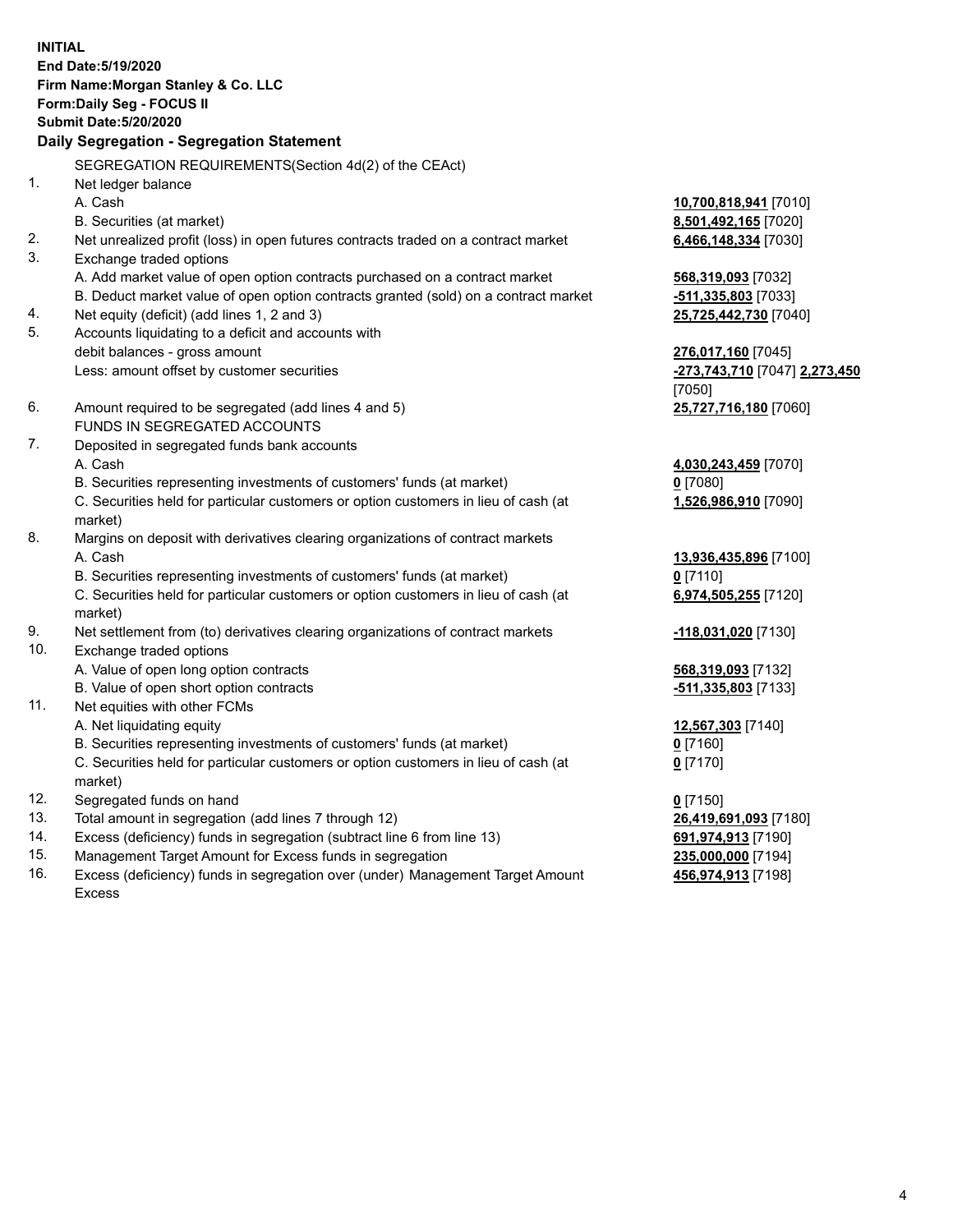**INITIAL**
**End Date:5/19/2020**
**Firm Name:Morgan Stanley & Co. LLC**
**Form:Daily Seg - FOCUS II**
**Submit Date:5/20/2020**

### Daily Segregation - Segregation Statement

SEGREGATION REQUIREMENTS(Section 4d(2) of the CEAct)

| | | |
|---|---|---|
| 1. | Net ledger balance | |
| | A. Cash | **10,700,818,941** [7010] |
| | B. Securities (at market) | **8,501,492,165** [7020] |
| 2. | Net unrealized profit (loss) in open futures contracts traded on a contract market | **6,466,148,334** [7030] |
| 3. | Exchange traded options | |
| | A. Add market value of open option contracts purchased on a contract market | **568,319,093** [7032] |
| | B. Deduct market value of open option contracts granted (sold) on a contract market | **-511,335,803** [7033] |
| 4. | Net equity (deficit) (add lines 1, 2 and 3) | **25,725,442,730** [7040] |
| 5. | Accounts liquidating to a deficit and accounts with debit balances - gross amount | **276,017,160** [7045] |
| | Less: amount offset by customer securities | **-273,743,710** [7047] **2,273,450** [7050] |
| 6. | Amount required to be segregated (add lines 4 and 5) | **25,727,716,180** [7060] |
| | FUNDS IN SEGREGATED ACCOUNTS | |
| 7. | Deposited in segregated funds bank accounts | |
| | A. Cash | **4,030,243,459** [7070] |
| | B. Securities representing investments of customers' funds (at market) | **0** [7080] |
| | C. Securities held for particular customers or option customers in lieu of cash (at market) | **1,526,986,910** [7090] |
| 8. | Margins on deposit with derivatives clearing organizations of contract markets | |
| | A. Cash | **13,936,435,896** [7100] |
| | B. Securities representing investments of customers' funds (at market) | **0** [7110] |
| | C. Securities held for particular customers or option customers in lieu of cash (at market) | **6,974,505,255** [7120] |
| 9. | Net settlement from (to) derivatives clearing organizations of contract markets | **-118,031,020** [7130] |
| 10. | Exchange traded options | |
| | A. Value of open long option contracts | **568,319,093** [7132] |
| | B. Value of open short option contracts | **-511,335,803** [7133] |
| 11. | Net equities with other FCMs | |
| | A. Net liquidating equity | **12,567,303** [7140] |
| | B. Securities representing investments of customers' funds (at market) | **0** [7160] |
| | C. Securities held for particular customers or option customers in lieu of cash (at market) | **0** [7170] |
| 12. | Segregated funds on hand | **0** [7150] |
| 13. | Total amount in segregation (add lines 7 through 12) | **26,419,691,093** [7180] |
| 14. | Excess (deficiency) funds in segregation (subtract line 6 from line 13) | **691,974,913** [7190] |
| 15. | Management Target Amount for Excess funds in segregation | **235,000,000** [7194] |
| 16. | Excess (deficiency) funds in segregation over (under) Management Target Amount Excess | **456,974,913** [7198] |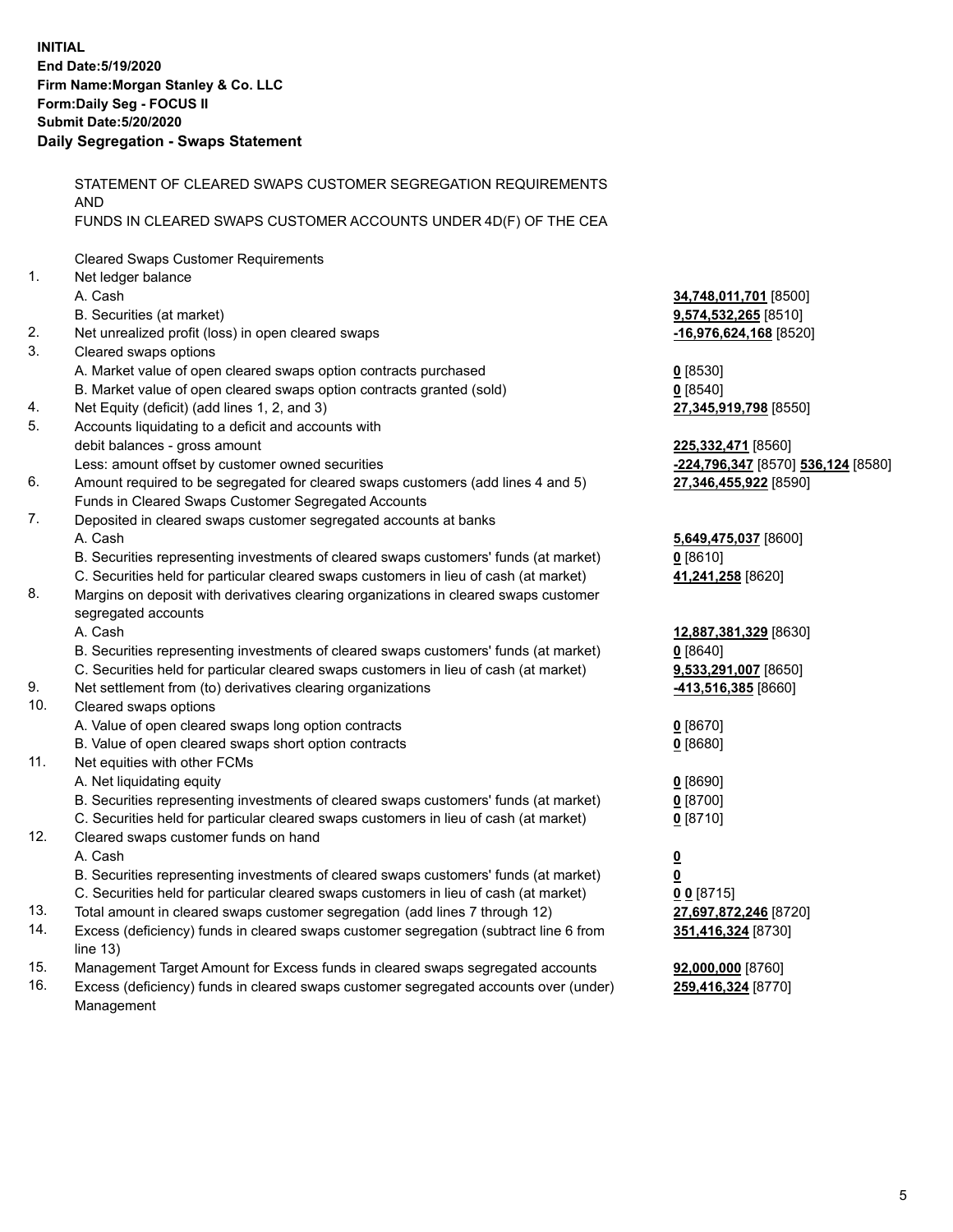**INITIAL**
**End Date:5/19/2020**
**Firm Name:Morgan Stanley & Co. LLC**
**Form:Daily Seg - FOCUS II**
**Submit Date:5/20/2020**
**Daily Segregation - Swaps Statement**

STATEMENT OF CLEARED SWAPS CUSTOMER SEGREGATION REQUIREMENTS AND FUNDS IN CLEARED SWAPS CUSTOMER ACCOUNTS UNDER 4D(F) OF THE CEA

| | | |
|---|---|---|
| | Cleared Swaps Customer Requirements | |
| 1. | Net ledger balance | |
| | A. Cash | **34,748,011,701** [8500] |
| | B. Securities (at market) | **9,574,532,265** [8510] |
| 2. | Net unrealized profit (loss) in open cleared swaps | **-16,976,624,168** [8520] |
| 3. | Cleared swaps options | |
| | A. Market value of open cleared swaps option contracts purchased | **0** [8530] |
| | B. Market value of open cleared swaps option contracts granted (sold) | **0** [8540] |
| 4. | Net Equity (deficit) (add lines 1, 2, and 3) | **27,345,919,798** [8550] |
| 5. | Accounts liquidating to a deficit and accounts with debit balances - gross amount | **225,332,471** [8560] |
| | Less: amount offset by customer owned securities | **-224,796,347** [8570] **536,124** [8580] |
| 6. | Amount required to be segregated for cleared swaps customers (add lines 4 and 5) | **27,346,455,922** [8590] |
| | Funds in Cleared Swaps Customer Segregated Accounts | |
| 7. | Deposited in cleared swaps customer segregated accounts at banks | |
| | A. Cash | **5,649,475,037** [8600] |
| | B. Securities representing investments of cleared swaps customers' funds (at market) | **0** [8610] |
| | C. Securities held for particular cleared swaps customers in lieu of cash (at market) | **41,241,258** [8620] |
| 8. | Margins on deposit with derivatives clearing organizations in cleared swaps customer segregated accounts | |
| | A. Cash | **12,887,381,329** [8630] |
| | B. Securities representing investments of cleared swaps customers' funds (at market) | **0** [8640] |
| | C. Securities held for particular cleared swaps customers in lieu of cash (at market) | **9,533,291,007** [8650] |
| 9. | Net settlement from (to) derivatives clearing organizations | **-413,516,385** [8660] |
| 10. | Cleared swaps options | |
| | A. Value of open cleared swaps long option contracts | **0** [8670] |
| | B. Value of open cleared swaps short option contracts | **0** [8680] |
| 11. | Net equities with other FCMs | |
| | A. Net liquidating equity | **0** [8690] |
| | B. Securities representing investments of cleared swaps customers' funds (at market) | **0** [8700] |
| | C. Securities held for particular cleared swaps customers in lieu of cash (at market) | **0** [8710] |
| 12. | Cleared swaps customer funds on hand | |
| | A. Cash | **0** |
| | B. Securities representing investments of cleared swaps customers' funds (at market) | **0** |
| | C. Securities held for particular cleared swaps customers in lieu of cash (at market) | **0** **0** [8715] |
| 13. | Total amount in cleared swaps customer segregation (add lines 7 through 12) | **27,697,872,246** [8720] |
| 14. | Excess (deficiency) funds in cleared swaps customer segregation (subtract line 6 from line 13) | **351,416,324** [8730] |
| 15. | Management Target Amount for Excess funds in cleared swaps segregated accounts | **92,000,000** [8760] |
| 16. | Excess (deficiency) funds in cleared swaps customer segregated accounts over (under) Management | **259,416,324** [8770] |